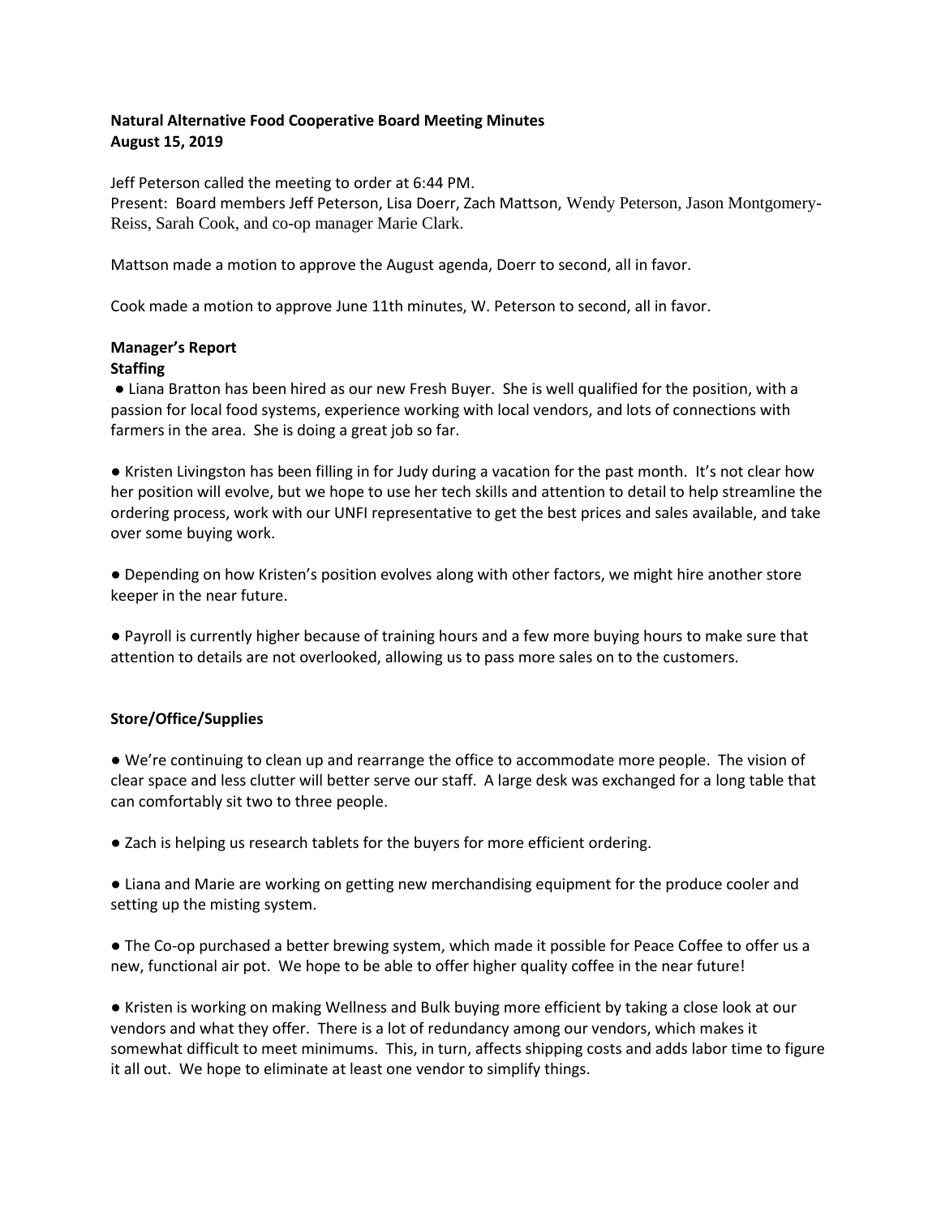**Natural Alternative Food Cooperative Board Meeting Minutes**
**August 15, 2019**

Jeff Peterson called the meeting to order at 6:44 PM.
Present: Board members Jeff Peterson, Lisa Doerr, Zach Mattson, Wendy Peterson, Jason Montgomery-Reiss, Sarah Cook, and co-op manager Marie Clark.

Mattson made a motion to approve the August agenda, Doerr to second, all in favor.

Cook made a motion to approve June 11th minutes, W. Peterson to second, all in favor.

**Manager's Report**
**Staffing**

- Liana Bratton has been hired as our new Fresh Buyer. She is well qualified for the position, with a passion for local food systems, experience working with local vendors, and lots of connections with farmers in the area. She is doing a great job so far.

- Kristen Livingston has been filling in for Judy during a vacation for the past month. It's not clear how her position will evolve, but we hope to use her tech skills and attention to detail to help streamline the ordering process, work with our UNFI representative to get the best prices and sales available, and take over some buying work.

- Depending on how Kristen's position evolves along with other factors, we might hire another store keeper in the near future.

- Payroll is currently higher because of training hours and a few more buying hours to make sure that attention to details are not overlooked, allowing us to pass more sales on to the customers.

**Store/Office/Supplies**

- We're continuing to clean up and rearrange the office to accommodate more people. The vision of clear space and less clutter will better serve our staff. A large desk was exchanged for a long table that can comfortably sit two to three people.

- Zach is helping us research tablets for the buyers for more efficient ordering.

- Liana and Marie are working on getting new merchandising equipment for the produce cooler and setting up the misting system.

- The Co-op purchased a better brewing system, which made it possible for Peace Coffee to offer us a new, functional air pot. We hope to be able to offer higher quality coffee in the near future!

- Kristen is working on making Wellness and Bulk buying more efficient by taking a close look at our vendors and what they offer. There is a lot of redundancy among our vendors, which makes it somewhat difficult to meet minimums. This, in turn, affects shipping costs and adds labor time to figure it all out. We hope to eliminate at least one vendor to simplify things.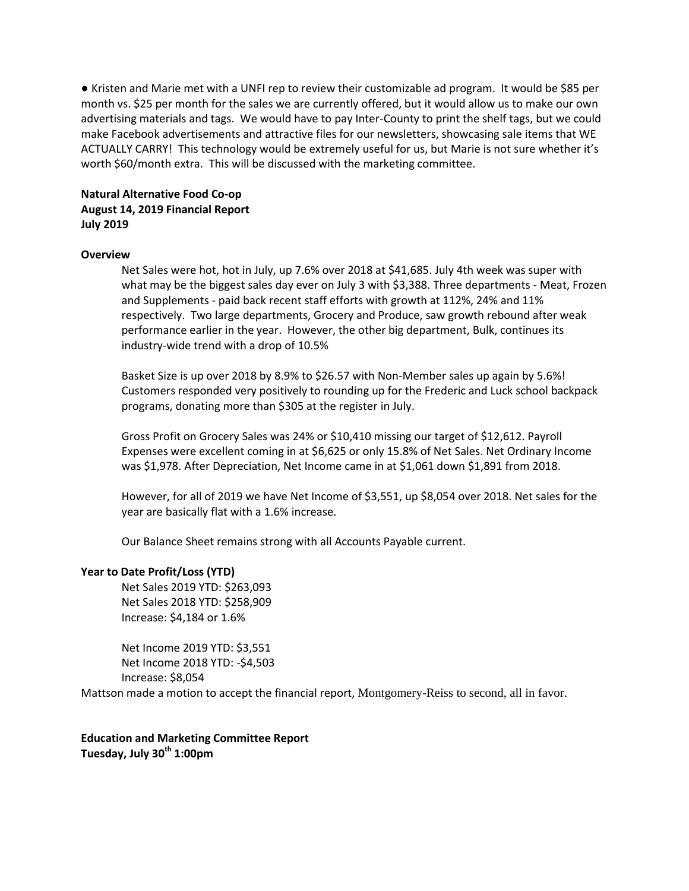● Kristen and Marie met with a UNFI rep to review their customizable ad program. It would be $85 per month vs. $25 per month for the sales we are currently offered, but it would allow us to make our own advertising materials and tags. We would have to pay Inter-County to print the shelf tags, but we could make Facebook advertisements and attractive files for our newsletters, showcasing sale items that WE ACTUALLY CARRY! This technology would be extremely useful for us, but Marie is not sure whether it's worth $60/month extra. This will be discussed with the marketing committee.

**Natural Alternative Food Co-op**
**August 14, 2019 Financial Report**
**July 2019**

**Overview**

Net Sales were hot, hot in July, up 7.6% over 2018 at $41,685. July 4th week was super with what may be the biggest sales day ever on July 3 with $3,388. Three departments - Meat, Frozen and Supplements - paid back recent staff efforts with growth at 112%, 24% and 11% respectively. Two large departments, Grocery and Produce, saw growth rebound after weak performance earlier in the year. However, the other big department, Bulk, continues its industry-wide trend with a drop of 10.5%

Basket Size is up over 2018 by 8.9% to $26.57 with Non-Member sales up again by 5.6%! Customers responded very positively to rounding up for the Frederic and Luck school backpack programs, donating more than $305 at the register in July.

Gross Profit on Grocery Sales was 24% or $10,410 missing our target of $12,612. Payroll Expenses were excellent coming in at $6,625 or only 15.8% of Net Sales. Net Ordinary Income was $1,978. After Depreciation, Net Income came in at $1,061 down $1,891 from 2018.

However, for all of 2019 we have Net Income of $3,551, up $8,054 over 2018. Net sales for the year are basically flat with a 1.6% increase.

Our Balance Sheet remains strong with all Accounts Payable current.

**Year to Date Profit/Loss (YTD)**

Net Sales 2019 YTD: $263,093
Net Sales 2018 YTD: $258,909
Increase: $4,184 or 1.6%

Net Income 2019 YTD: $3,551
Net Income 2018 YTD: -$4,503
Increase: $8,054

Mattson made a motion to accept the financial report, Montgomery-Reiss to second, all in favor.

**Education and Marketing Committee Report**
**Tuesday, July 30th 1:00pm**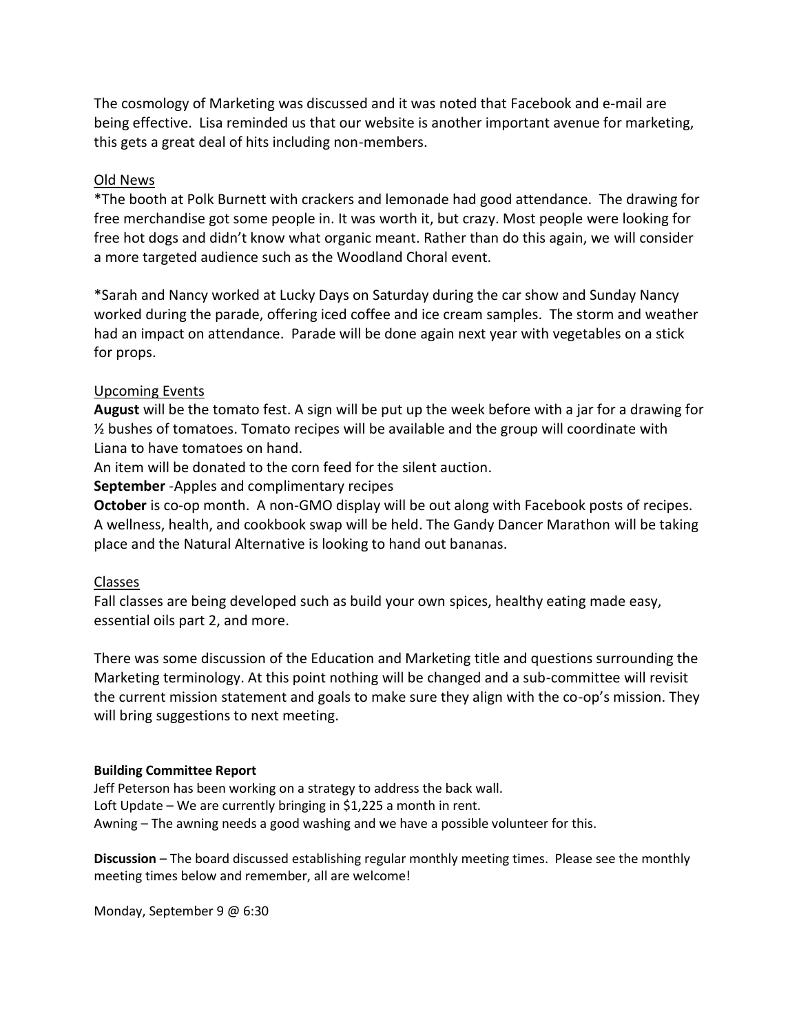The cosmology of Marketing was discussed and it was noted that Facebook and e-mail are being effective. Lisa reminded us that our website is another important avenue for marketing, this gets a great deal of hits including non-members.

Old News

*The booth at Polk Burnett with crackers and lemonade had good attendance. The drawing for free merchandise got some people in. It was worth it, but crazy. Most people were looking for free hot dogs and didn't know what organic meant. Rather than do this again, we will consider a more targeted audience such as the Woodland Choral event.

*Sarah and Nancy worked at Lucky Days on Saturday during the car show and Sunday Nancy worked during the parade, offering iced coffee and ice cream samples. The storm and weather had an impact on attendance. Parade will be done again next year with vegetables on a stick for props.

Upcoming Events

**August** will be the tomato fest. A sign will be put up the week before with a jar for a drawing for ½ bushes of tomatoes. Tomato recipes will be available and the group will coordinate with Liana to have tomatoes on hand.

An item will be donated to the corn feed for the silent auction.

**September** -Apples and complimentary recipes

**October** is co-op month. A non-GMO display will be out along with Facebook posts of recipes. A wellness, health, and cookbook swap will be held. The Gandy Dancer Marathon will be taking place and the Natural Alternative is looking to hand out bananas.

Classes

Fall classes are being developed such as build your own spices, healthy eating made easy, essential oils part 2, and more.

There was some discussion of the Education and Marketing title and questions surrounding the Marketing terminology. At this point nothing will be changed and a sub-committee will revisit the current mission statement and goals to make sure they align with the co-op's mission. They will bring suggestions to next meeting.

**Building Committee Report**

Jeff Peterson has been working on a strategy to address the back wall.

Loft Update – We are currently bringing in $1,225 a month in rent.

Awning – The awning needs a good washing and we have a possible volunteer for this.

**Discussion** – The board discussed establishing regular monthly meeting times. Please see the monthly meeting times below and remember, all are welcome!

Monday, September 9 @ 6:30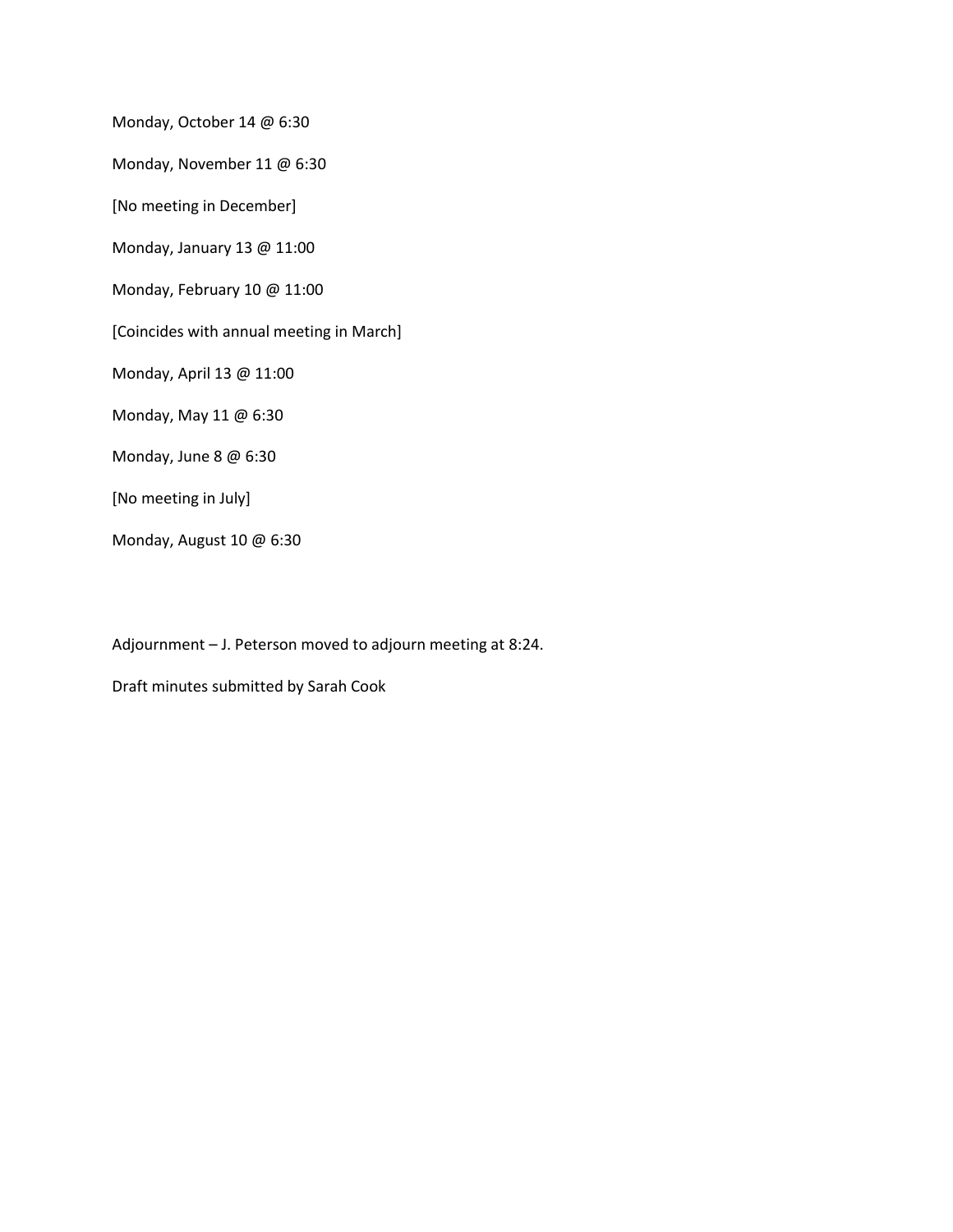Monday, October 14 @ 6:30

Monday, November 11 @ 6:30

[No meeting in December]

Monday, January 13 @ 11:00

Monday, February 10 @ 11:00

[Coincides with annual meeting in March]

Monday, April 13 @ 11:00

Monday, May 11 @ 6:30

Monday, June 8 @ 6:30

[No meeting in July]

Monday, August 10 @ 6:30

Adjournment – J. Peterson moved to adjourn meeting at 8:24.

Draft minutes submitted by Sarah Cook